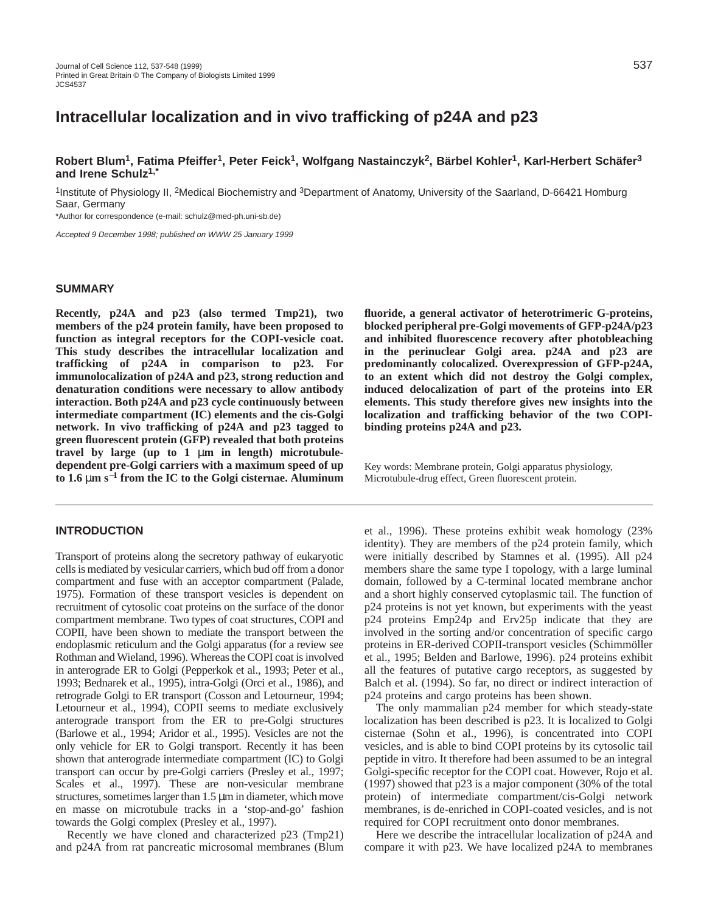# Intracellular localization and in vivo trafficking of p24A and p23

**Robert Blum[1], Fatima Pfeiffer[1], Peter Feick[1], Wolfgang Nastainczyk[2], Bärbel Kohler[1], Karl-Herbert Schäfer[3] and Irene Schulz[1,*]**

[1]Institute of Physiology II, [2]Medical Biochemistry and [3]Department of Anatomy, University of the Saarland, D-66421 Homburg Saar, Germany

*Author for correspondence (e-mail: schulz@med-ph.uni-sb.de)

*Accepted 9 December 1998; published on WWW 25 January 1999*

## SUMMARY

**Recently, p24A and p23 (also termed Tmp21), two members of the p24 protein family, have been proposed to function as integral receptors for the COPI-vesicle coat. This study describes the intracellular localization and trafficking of p24A in comparison to p23. For immunolocalization of p24A and p23, strong reduction and denaturation conditions were necessary to allow antibody interaction. Both p24A and p23 cycle continuously between intermediate compartment (IC) elements and the cis-Golgi network. In vivo trafficking of p24A and p23 tagged to green fluorescent protein (GFP) revealed that both proteins travel by large (up to 1 μm in length) microtubule-dependent pre-Golgi carriers with a maximum speed of up to 1.6 μm s$^{-1}$ from the IC to the Golgi cisternae. Aluminum fluoride, a general activator of heterotrimeric G-proteins, blocked peripheral pre-Golgi movements of GFP-p24A/p23 and inhibited fluorescence recovery after photobleaching in the perinuclear Golgi area. p24A and p23 are predominantly colocalized. Overexpression of GFP-p24A, to an extent which did not destroy the Golgi complex, induced delocalization of part of the proteins into ER elements. This study therefore gives new insights into the localization and trafficking behavior of the two COPI-binding proteins p24A and p23.**

Key words: Membrane protein, Golgi apparatus physiology, Microtubule-drug effect, Green fluorescent protein.

## INTRODUCTION

Transport of proteins along the secretory pathway of eukaryotic cells is mediated by vesicular carriers, which bud off from a donor compartment and fuse with an acceptor compartment (Palade, 1975). Formation of these transport vesicles is dependent on recruitment of cytosolic coat proteins on the surface of the donor compartment membrane. Two types of coat structures, COPI and COPII, have been shown to mediate the transport between the endoplasmic reticulum and the Golgi apparatus (for a review see Rothman and Wieland, 1996). Whereas the COPI coat is involved in anterograde ER to Golgi (Pepperkok et al., 1993; Peter et al., 1993; Bednarek et al., 1995), intra-Golgi (Orci et al., 1986), and retrograde Golgi to ER transport (Cosson and Letourneur, 1994; Letourneur et al., 1994), COPII seems to mediate exclusively anterograde transport from the ER to pre-Golgi structures (Barlowe et al., 1994; Aridor et al., 1995). Vesicles are not the only vehicle for ER to Golgi transport. Recently it has been shown that anterograde intermediate compartment (IC) to Golgi transport can occur by pre-Golgi carriers (Presley et al., 1997; Scales et al., 1997). These are non-vesicular membrane structures, sometimes larger than 1.5 μm in diameter, which move en masse on microtubule tracks in a 'stop-and-go' fashion towards the Golgi complex (Presley et al., 1997).

Recently we have cloned and characterized p23 (Tmp21) and p24A from rat pancreatic microsomal membranes (Blum et al., 1996). These proteins exhibit weak homology (23% identity). They are members of the p24 protein family, which were initially described by Stamnes et al. (1995). All p24 members share the same type I topology, with a large luminal domain, followed by a C-terminal located membrane anchor and a short highly conserved cytoplasmic tail. The function of p24 proteins is not yet known, but experiments with the yeast p24 proteins Emp24p and Erv25p indicate that they are involved in the sorting and/or concentration of specific cargo proteins in ER-derived COPII-transport vesicles (Schimmöller et al., 1995; Belden and Barlowe, 1996). p24 proteins exhibit all the features of putative cargo receptors, as suggested by Balch et al. (1994). So far, no direct or indirect interaction of p24 proteins and cargo proteins has been shown.

The only mammalian p24 member for which steady-state localization has been described is p23. It is localized to Golgi cisternae (Sohn et al., 1996), is concentrated into COPI vesicles, and is able to bind COPI proteins by its cytosolic tail peptide in vitro. It therefore had been assumed to be an integral Golgi-specific receptor for the COPI coat. However, Rojo et al. (1997) showed that p23 is a major component (30% of the total protein) of intermediate compartment/cis-Golgi network membranes, is de-enriched in COPI-coated vesicles, and is not required for COPI recruitment onto donor membranes.

Here we describe the intracellular localization of p24A and compare it with p23. We have localized p24A to membranes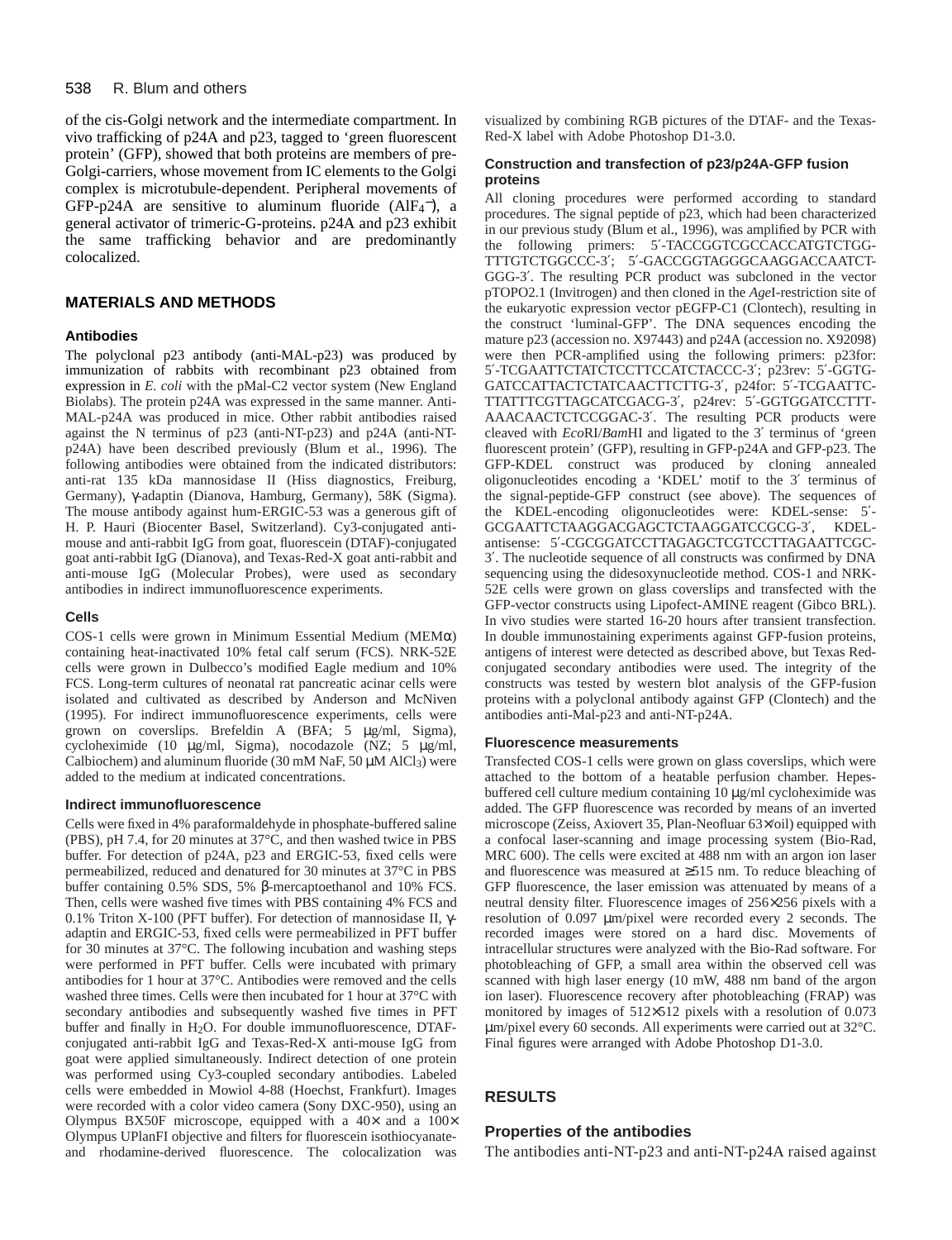of the cis-Golgi network and the intermediate compartment. In vivo trafficking of p24A and p23, tagged to 'green fluorescent protein' (GFP), showed that both proteins are members of pre-Golgi-carriers, whose movement from IC elements to the Golgi complex is microtubule-dependent. Peripheral movements of GFP-p24A are sensitive to aluminum fluoride ($AlF_4^-$), a general activator of trimeric-G-proteins. p24A and p23 exhibit the same trafficking behavior and are predominantly colocalized.

## MATERIALS AND METHODS

### Antibodies

The polyclonal p23 antibody (anti-MAL-p23) was produced by immunization of rabbits with recombinant p23 obtained from expression in *E. coli* with the pMal-C2 vector system (New England Biolabs). The protein p24A was expressed in the same manner. Anti-MAL-p24A was produced in mice. Other rabbit antibodies raised against the N terminus of p23 (anti-NT-p23) and p24A (anti-NT-p24A) have been described previously (Blum et al., 1996). The following antibodies were obtained from the indicated distributors: anti-rat 135 kDa mannosidase II (Hiss diagnostics, Freiburg, Germany), γ-adaptin (Dianova, Hamburg, Germany), 58K (Sigma). The mouse antibody against hum-ERGIC-53 was a generous gift of H. P. Hauri (Biocenter Basel, Switzerland). Cy3-conjugated anti-mouse and anti-rabbit IgG from goat, fluorescein (DTAF)-conjugated goat anti-rabbit IgG (Dianova), and Texas-Red-X goat anti-rabbit and anti-mouse IgG (Molecular Probes), were used as secondary antibodies in indirect immunofluorescence experiments.

### Cells

COS-1 cells were grown in Minimum Essential Medium (MEMα) containing heat-inactivated 10% fetal calf serum (FCS). NRK-52E cells were grown in Dulbecco's modified Eagle medium and 10% FCS. Long-term cultures of neonatal rat pancreatic acinar cells were isolated and cultivated as described by Anderson and McNiven (1995). For indirect immunofluorescence experiments, cells were grown on coverslips. Brefeldin A (BFA; 5 μg/ml, Sigma), cycloheximide (10 μg/ml, Sigma), nocodazole (NZ; 5 μg/ml, Calbiochem) and aluminum fluoride (30 mM NaF, 50 μM $AlCl_3$) were added to the medium at indicated concentrations.

### Indirect immunofluorescence

Cells were fixed in 4% paraformaldehyde in phosphate-buffered saline (PBS), pH 7.4, for 20 minutes at 37°C, and then washed twice in PBS buffer. For detection of p24A, p23 and ERGIC-53, fixed cells were permeabilized, reduced and denatured for 30 minutes at 37°C in PBS buffer containing 0.5% SDS, 5% β-mercaptoethanol and 10% FCS. Then, cells were washed five times with PBS containing 4% FCS and 0.1% Triton X-100 (PFT buffer). For detection of mannosidase II, γ-adaptin and ERGIC-53, fixed cells were permeabilized in PFT buffer for 30 minutes at 37°C. The following incubation and washing steps were performed in PFT buffer. Cells were incubated with primary antibodies for 1 hour at 37°C. Antibodies were removed and the cells washed three times. Cells were then incubated for 1 hour at 37°C with secondary antibodies and subsequently washed five times in PFT buffer and finally in $H_2O$. For double immunofluorescence, DTAF-conjugated anti-rabbit IgG and Texas-Red-X anti-mouse IgG from goat were applied simultaneously. Indirect detection of one protein was performed using Cy3-coupled secondary antibodies. Labeled cells were embedded in Mowiol 4-88 (Hoechst, Frankfurt). Images were recorded with a color video camera (Sony DXC-950), using an Olympus BX50F microscope, equipped with a 40× and a 100× Olympus UPlanFI objective and filters for fluorescein isothiocyanate- and rhodamine-derived fluorescence. The colocalization was visualized by combining RGB pictures of the DTAF- and the Texas-Red-X label with Adobe Photoshop D1-3.0.

### Construction and transfection of p23/p24A-GFP fusion proteins

All cloning procedures were performed according to standard procedures. The signal peptide of p23, which had been characterized in our previous study (Blum et al., 1996), was amplified by PCR with the following primers: 5′-TACCGGTCGCCACCATGTCTGG-TTTGTCTGGCCC-3′; 5′-GACCGGTAGGGCAAGGACCAATCT-GGG-3′. The resulting PCR product was subcloned in the vector pTOPO2.1 (Invitrogen) and then cloned in the *Age*I-restriction site of the eukaryotic expression vector pEGFP-C1 (Clontech), resulting in the construct 'luminal-GFP'. The DNA sequences encoding the mature p23 (accession no. X97443) and p24A (accession no. X92098) were then PCR-amplified using the following primers: p23for: 5′-TCGAATTCTATCTCCTTCCATCTACCC-3′; p23rev: 5′-GGTG-GATCCATTACTCTATCAACTTCTTG-3′, p24for: 5′-TCGAATTC-TTATTTCGTTAGCATCGACG-3′, p24rev: 5′-GGTGGATCCTTT-AAACAACTCTCCGGAC-3′. The resulting PCR products were cleaved with *Eco*RI/*Bam*HI and ligated to the 3′ terminus of 'green fluorescent protein' (GFP), resulting in GFP-p24A and GFP-p23. The GFP-KDEL construct was produced by cloning annealed oligonucleotides encoding a 'KDEL' motif to the 3′ terminus of the signal-peptide-GFP construct (see above). The sequences of the KDEL-encoding oligonucleotides were: KDEL-sense: 5′-GCGAATTCTAAGGACGAGCTCTAAGGATCCGCG-3′, KDEL-antisense: 5′-CGCGGATCCTTAGAGCTCGTCCTTAGAATTCGC-3′. The nucleotide sequence of all constructs was confirmed by DNA sequencing using the didesoxynucleotide method. COS-1 and NRK-52E cells were grown on glass coverslips and transfected with the GFP-vector constructs using Lipofect-AMINE reagent (Gibco BRL). In vivo studies were started 16-20 hours after transient transfection. In double immunostaining experiments against GFP-fusion proteins, antigens of interest were detected as described above, but Texas Red-conjugated secondary antibodies were used. The integrity of the constructs was tested by western blot analysis of the GFP-fusion proteins with a polyclonal antibody against GFP (Clontech) and the antibodies anti-Mal-p23 and anti-NT-p24A.

### Fluorescence measurements

Transfected COS-1 cells were grown on glass coverslips, which were attached to the bottom of a heatable perfusion chamber. Hepes-buffered cell culture medium containing 10 μg/ml cycloheximide was added. The GFP fluorescence was recorded by means of an inverted microscope (Zeiss, Axiovert 35, Plan-Neofluar 63×/oil) equipped with a confocal laser-scanning and image processing system (Bio-Rad, MRC 600). The cells were excited at 488 nm with an argon ion laser and fluorescence was measured at ≥515 nm. To reduce bleaching of GFP fluorescence, the laser emission was attenuated by means of a neutral density filter. Fluorescence images of 256×256 pixels with a resolution of 0.097 μm/pixel were recorded every 2 seconds. The recorded images were stored on a hard disc. Movements of intracellular structures were analyzed with the Bio-Rad software. For photobleaching of GFP, a small area within the observed cell was scanned with high laser energy (10 mW, 488 nm band of the argon ion laser). Fluorescence recovery after photobleaching (FRAP) was monitored by images of 512×512 pixels with a resolution of 0.073 μm/pixel every 60 seconds. All experiments were carried out at 32°C. Final figures were arranged with Adobe Photoshop D1-3.0.

## RESULTS

### Properties of the antibodies

The antibodies anti-NT-p23 and anti-NT-p24A raised against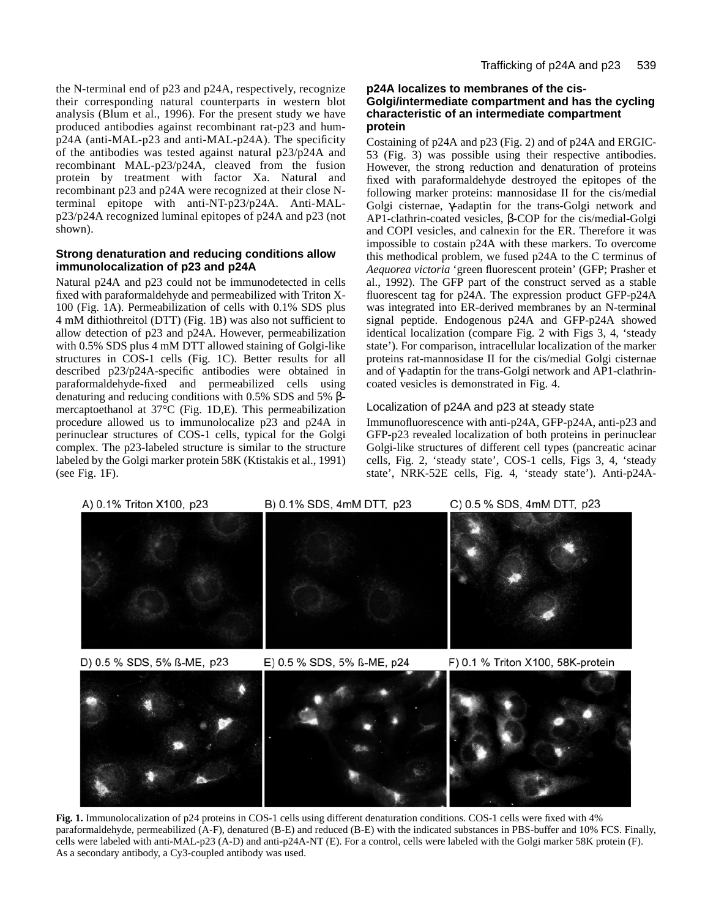the N-terminal end of p23 and p24A, respectively, recognize their corresponding natural counterparts in western blot analysis (Blum et al., 1996). For the present study we have produced antibodies against recombinant rat-p23 and hum-p24A (anti-MAL-p23 and anti-MAL-p24A). The specificity of the antibodies was tested against natural p23/p24A and recombinant MAL-p23/p24A, cleaved from the fusion protein by treatment with factor Xa. Natural and recombinant p23 and p24A were recognized at their close N-terminal epitope with anti-NT-p23/p24A. Anti-MAL-p23/p24A recognized luminal epitopes of p24A and p23 (not shown).

### Strong denaturation and reducing conditions allow immunolocalization of p23 and p24A

Natural p24A and p23 could not be immunodetected in cells fixed with paraformaldehyde and permeabilized with Triton X-100 (Fig. 1A). Permeabilization of cells with 0.1% SDS plus 4 mM dithiothreitol (DTT) (Fig. 1B) was also not sufficient to allow detection of p23 and p24A. However, permeabilization with 0.5% SDS plus 4 mM DTT allowed staining of Golgi-like structures in COS-1 cells (Fig. 1C). Better results for all described p23/p24A-specific antibodies were obtained in paraformaldehyde-fixed and permeabilized cells using denaturing and reducing conditions with 0.5% SDS and 5% β-mercaptoethanol at 37°C (Fig. 1D,E). This permeabilization procedure allowed us to immunolocalize p23 and p24A in perinuclear structures of COS-1 cells, typical for the Golgi complex. The p23-labeled structure is similar to the structure labeled by the Golgi marker protein 58K (Ktistakis et al., 1991) (see Fig. 1F).

### p24A localizes to membranes of the cis-Golgi/intermediate compartment and has the cycling characteristic of an intermediate compartment protein

Costaining of p24A and p23 (Fig. 2) and of p24A and ERGIC-53 (Fig. 3) was possible using their respective antibodies. However, the strong reduction and denaturation of proteins fixed with paraformaldehyde destroyed the epitopes of the following marker proteins: mannosidase II for the cis/medial Golgi cisternae, γ-adaptin for the trans-Golgi network and AP1-clathrin-coated vesicles, β-COP for the cis/medial-Golgi and COPI vesicles, and calnexin for the ER. Therefore it was impossible to costain p24A with these markers. To overcome this methodical problem, we fused p24A to the C terminus of *Aequorea victoria* 'green fluorescent protein' (GFP; Prasher et al., 1992). The GFP part of the construct served as a stable fluorescent tag for p24A. The expression product GFP-p24A was integrated into ER-derived membranes by an N-terminal signal peptide. Endogenous p24A and GFP-p24A showed identical localization (compare Fig. 2 with Figs 3, 4, 'steady state'). For comparison, intracellular localization of the marker proteins rat-mannosidase II for the cis/medial Golgi cisternae and of γ-adaptin for the trans-Golgi network and AP1-clathrin-coated vesicles is demonstrated in Fig. 4.

#### Localization of p24A and p23 at steady state

Immunofluorescence with anti-p24A, GFP-p24A, anti-p23 and GFP-p23 revealed localization of both proteins in perinuclear Golgi-like structures of different cell types (pancreatic acinar cells, Fig. 2, 'steady state', COS-1 cells, Figs 3, 4, 'steady state', NRK-52E cells, Fig. 4, 'steady state'). Anti-p24A-

**Fig. 1.** Immunolocalization of p24 proteins in COS-1 cells using different denaturation conditions. COS-1 cells were fixed with 4% paraformaldehyde, permeabilized (A-F), denatured (B-E) and reduced (B-E) with the indicated substances in PBS-buffer and 10% FCS. Finally, cells were labeled with anti-MAL-p23 (A-D) and anti-p24A-NT (E). For a control, cells were labeled with the Golgi marker 58K protein (F). As a secondary antibody, a Cy3-coupled antibody was used.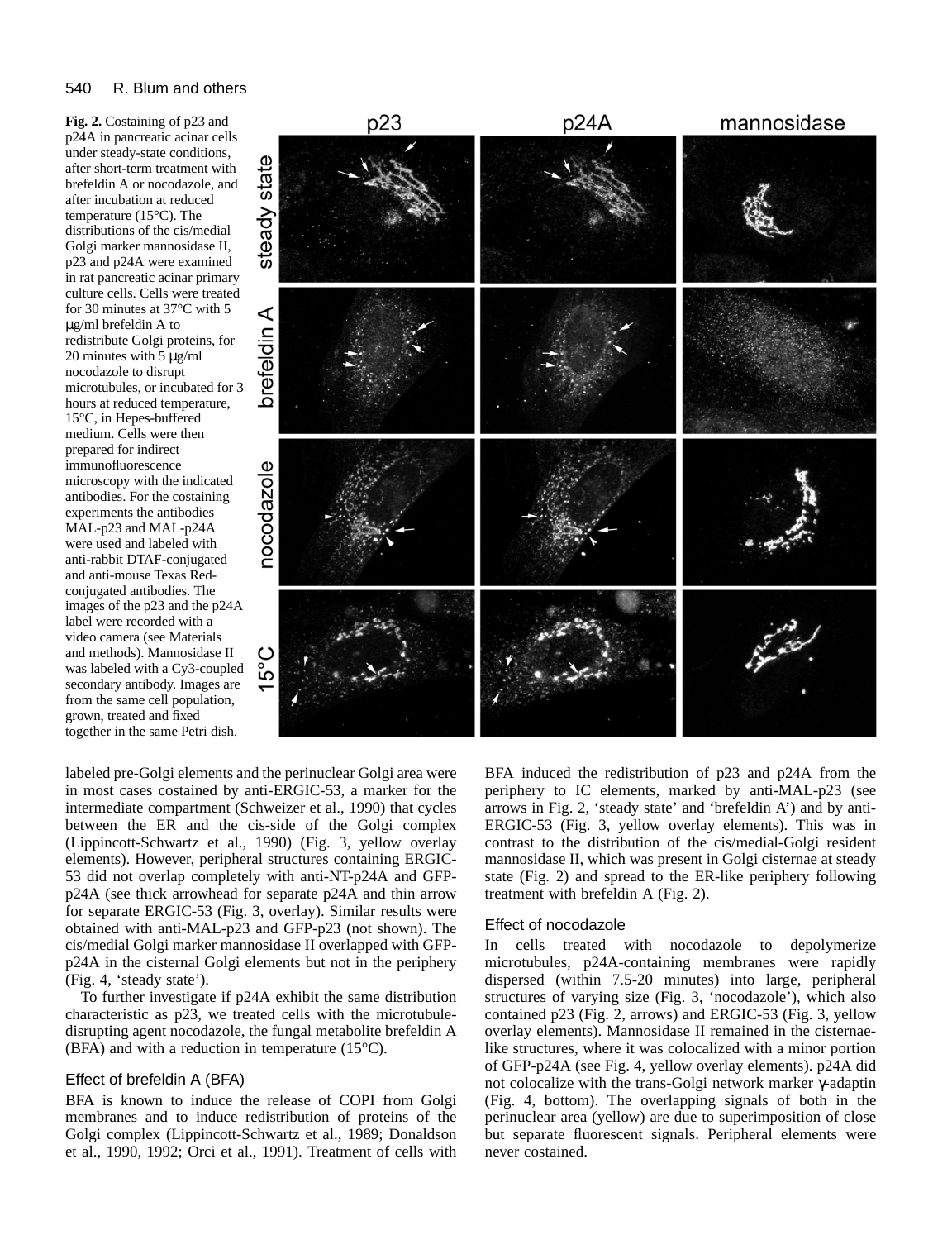**Fig. 2.** Costaining of p23 and p24A in pancreatic acinar cells under steady-state conditions, after short-term treatment with brefeldin A or nocodazole, and after incubation at reduced temperature (15°C). The distributions of the cis/medial Golgi marker mannosidase II, p23 and p24A were examined in rat pancreatic acinar primary culture cells. Cells were treated for 30 minutes at 37°C with 5 μg/ml brefeldin A to redistribute Golgi proteins, for 20 minutes with 5 μg/ml nocodazole to disrupt microtubules, or incubated for 3 hours at reduced temperature, 15°C, in Hepes-buffered medium. Cells were then prepared for indirect immunofluorescence microscopy with the indicated antibodies. For the costaining experiments the antibodies MAL-p23 and MAL-p24A were used and labeled with anti-rabbit DTAF-conjugated and anti-mouse Texas Red-conjugated antibodies. The images of the p23 and the p24A label were recorded with a video camera (see Materials and methods). Mannosidase II was labeled with a Cy3-coupled secondary antibody. Images are from the same cell population, grown, treated and fixed together in the same Petri dish.

labeled pre-Golgi elements and the perinuclear Golgi area were in most cases costained by anti-ERGIC-53, a marker for the intermediate compartment (Schweizer et al., 1990) that cycles between the ER and the cis-side of the Golgi complex (Lippincott-Schwartz et al., 1990) (Fig. 3, yellow overlay elements). However, peripheral structures containing ERGIC-53 did not overlap completely with anti-NT-p24A and GFP-p24A (see thick arrowhead for separate p24A and thin arrow for separate ERGIC-53 (Fig. 3, overlay). Similar results were obtained with anti-MAL-p23 and GFP-p23 (not shown). The cis/medial Golgi marker mannosidase II overlapped with GFP-p24A in the cisternal Golgi elements but not in the periphery (Fig. 4, 'steady state').

To further investigate if p24A exhibit the same distribution characteristic as p23, we treated cells with the microtubule-disrupting agent nocodazole, the fungal metabolite brefeldin A (BFA) and with a reduction in temperature (15°C).

### Effect of brefeldin A (BFA)

BFA is known to induce the release of COPI from Golgi membranes and to induce redistribution of proteins of the Golgi complex (Lippincott-Schwartz et al., 1989; Donaldson et al., 1990, 1992; Orci et al., 1991). Treatment of cells with BFA induced the redistribution of p23 and p24A from the periphery to IC elements, marked by anti-MAL-p23 (see arrows in Fig. 2, 'steady state' and 'brefeldin A') and by anti-ERGIC-53 (Fig. 3, yellow overlay elements). This was in contrast to the distribution of the cis/medial-Golgi resident mannosidase II, which was present in Golgi cisternae at steady state (Fig. 2) and spread to the ER-like periphery following treatment with brefeldin A (Fig. 2).

### Effect of nocodazole

In cells treated with nocodazole to depolymerize microtubules, p24A-containing membranes were rapidly dispersed (within 7.5-20 minutes) into large, peripheral structures of varying size (Fig. 3, 'nocodazole'), which also contained p23 (Fig. 2, arrows) and ERGIC-53 (Fig. 3, yellow overlay elements). Mannosidase II remained in the cisternae-like structures, where it was colocalized with a minor portion of GFP-p24A (see Fig. 4, yellow overlay elements). p24A did not colocalize with the trans-Golgi network marker γ-adaptin (Fig. 4, bottom). The overlapping signals of both in the perinuclear area (yellow) are due to superimposition of close but separate fluorescent signals. Peripheral elements were never costained.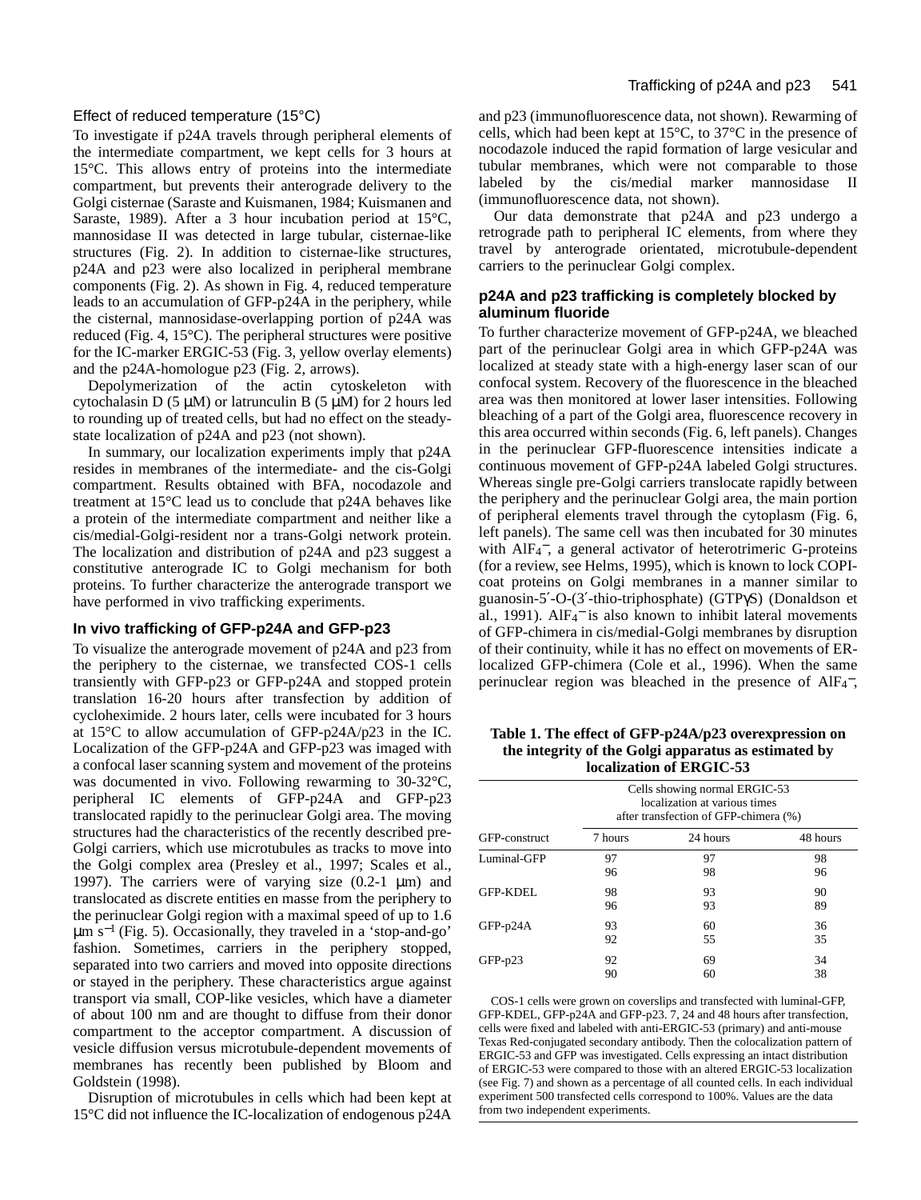### Effect of reduced temperature (15°C)

To investigate if p24A travels through peripheral elements of the intermediate compartment, we kept cells for 3 hours at 15°C. This allows entry of proteins into the intermediate compartment, but prevents their anterograde delivery to the Golgi cisternae (Saraste and Kuismanen, 1984; Kuismanen and Saraste, 1989). After a 3 hour incubation period at 15°C, mannosidase II was detected in large tubular, cisternae-like structures (Fig. 2). In addition to cisternae-like structures, p24A and p23 were also localized in peripheral membrane components (Fig. 2). As shown in Fig. 4, reduced temperature leads to an accumulation of GFP-p24A in the periphery, while the cisternal, mannosidase-overlapping portion of p24A was reduced (Fig. 4, 15°C). The peripheral structures were positive for the IC-marker ERGIC-53 (Fig. 3, yellow overlay elements) and the p24A-homologue p23 (Fig. 2, arrows).

Depolymerization of the actin cytoskeleton with cytochalasin D (5 μM) or latrunculin B (5 μM) for 2 hours led to rounding up of treated cells, but had no effect on the steady-state localization of p24A and p23 (not shown).

In summary, our localization experiments imply that p24A resides in membranes of the intermediate- and the cis-Golgi compartment. Results obtained with BFA, nocodazole and treatment at 15°C lead us to conclude that p24A behaves like a protein of the intermediate compartment and neither like a cis/medial-Golgi-resident nor a trans-Golgi network protein. The localization and distribution of p24A and p23 suggest a constitutive anterograde IC to Golgi mechanism for both proteins. To further characterize the anterograde transport we have performed in vivo trafficking experiments.

### In vivo trafficking of GFP-p24A and GFP-p23

To visualize the anterograde movement of p24A and p23 from the periphery to the cisternae, we transfected COS-1 cells transiently with GFP-p23 or GFP-p24A and stopped protein translation 16-20 hours after transfection by addition of cycloheximide. 2 hours later, cells were incubated for 3 hours at 15°C to allow accumulation of GFP-p24A/p23 in the IC. Localization of the GFP-p24A and GFP-p23 was imaged with a confocal laser scanning system and movement of the proteins was documented in vivo. Following rewarming to 30-32°C, peripheral IC elements of GFP-p24A and GFP-p23 translocated rapidly to the perinuclear Golgi area. The moving structures had the characteristics of the recently described pre-Golgi carriers, which use microtubules as tracks to move into the Golgi complex area (Presley et al., 1997; Scales et al., 1997). The carriers were of varying size (0.2-1 μm) and translocated as discrete entities en masse from the periphery to the perinuclear Golgi region with a maximal speed of up to 1.6 μm $s^{-1}$ (Fig. 5). Occasionally, they traveled in a 'stop-and-go' fashion. Sometimes, carriers in the periphery stopped, separated into two carriers and moved into opposite directions or stayed in the periphery. These characteristics argue against transport via small, COP-like vesicles, which have a diameter of about 100 nm and are thought to diffuse from their donor compartment to the acceptor compartment. A discussion of vesicle diffusion versus microtubule-dependent movements of membranes has recently been published by Bloom and Goldstein (1998).

Disruption of microtubules in cells which had been kept at 15°C did not influence the IC-localization of endogenous p24A and p23 (immunofluorescence data, not shown). Rewarming of cells, which had been kept at 15°C, to 37°C in the presence of nocodazole induced the rapid formation of large vesicular and tubular membranes, which were not comparable to those labeled by the cis/medial marker mannosidase II (immunofluorescence data, not shown).

Our data demonstrate that p24A and p23 undergo a retrograde path to peripheral IC elements, from where they travel by anterograde orientated, microtubule-dependent carriers to the perinuclear Golgi complex.

### p24A and p23 trafficking is completely blocked by aluminum fluoride

To further characterize movement of GFP-p24A, we bleached part of the perinuclear Golgi area in which GFP-p24A was localized at steady state with a high-energy laser scan of our confocal system. Recovery of the fluorescence in the bleached area was then monitored at lower laser intensities. Following bleaching of a part of the Golgi area, fluorescence recovery in this area occurred within seconds (Fig. 6, left panels). Changes in the perinuclear GFP-fluorescence intensities indicate a continuous movement of GFP-p24A labeled Golgi structures. Whereas single pre-Golgi carriers translocate rapidly between the periphery and the perinuclear Golgi area, the main portion of peripheral elements travel through the cytoplasm (Fig. 6, left panels). The same cell was then incubated for 30 minutes with $AlF_4^-$, a general activator of heterotrimeric G-proteins (for a review, see Helms, 1995), which is known to lock COPI-coat proteins on Golgi membranes in a manner similar to guanosin-5′-O-(3′-thio-triphosphate) (GTPγS) (Donaldson et al., 1991). $AlF_4^-$ is also known to inhibit lateral movements of GFP-chimera in cis/medial-Golgi membranes by disruption of their continuity, while it has no effect on movements of ER-localized GFP-chimera (Cole et al., 1996). When the same perinuclear region was bleached in the presence of $AlF_4^-$,

**Table 1. The effect of GFP-p24A/p23 overexpression on the integrity of the Golgi apparatus as estimated by localization of ERGIC-53**

| GFP-construct | Cells showing normal ERGIC-53 localization at various times after transfection of GFP-chimera (%) | | |
|---|---|---|---|
| | 7 hours | 24 hours | 48 hours |
| Luminal-GFP | 97 | 97 | 98 |
| | 96 | 98 | 96 |
| GFP-KDEL | 98 | 93 | 90 |
| | 96 | 93 | 89 |
| GFP-p24A | 93 | 60 | 36 |
| | 92 | 55 | 35 |
| GFP-p23 | 92 | 69 | 34 |
| | 90 | 60 | 38 |

COS-1 cells were grown on coverslips and transfected with luminal-GFP, GFP-KDEL, GFP-p24A and GFP-p23. 7, 24 and 48 hours after transfection, cells were fixed and labeled with anti-ERGIC-53 (primary) and anti-mouse Texas Red-conjugated secondary antibody. Then the colocalization pattern of ERGIC-53 and GFP was investigated. Cells expressing an intact distribution of ERGIC-53 were compared to those with an altered ERGIC-53 localization (see Fig. 7) and shown as a percentage of all counted cells. In each individual experiment 500 transfected cells correspond to 100%. Values are the data from two independent experiments.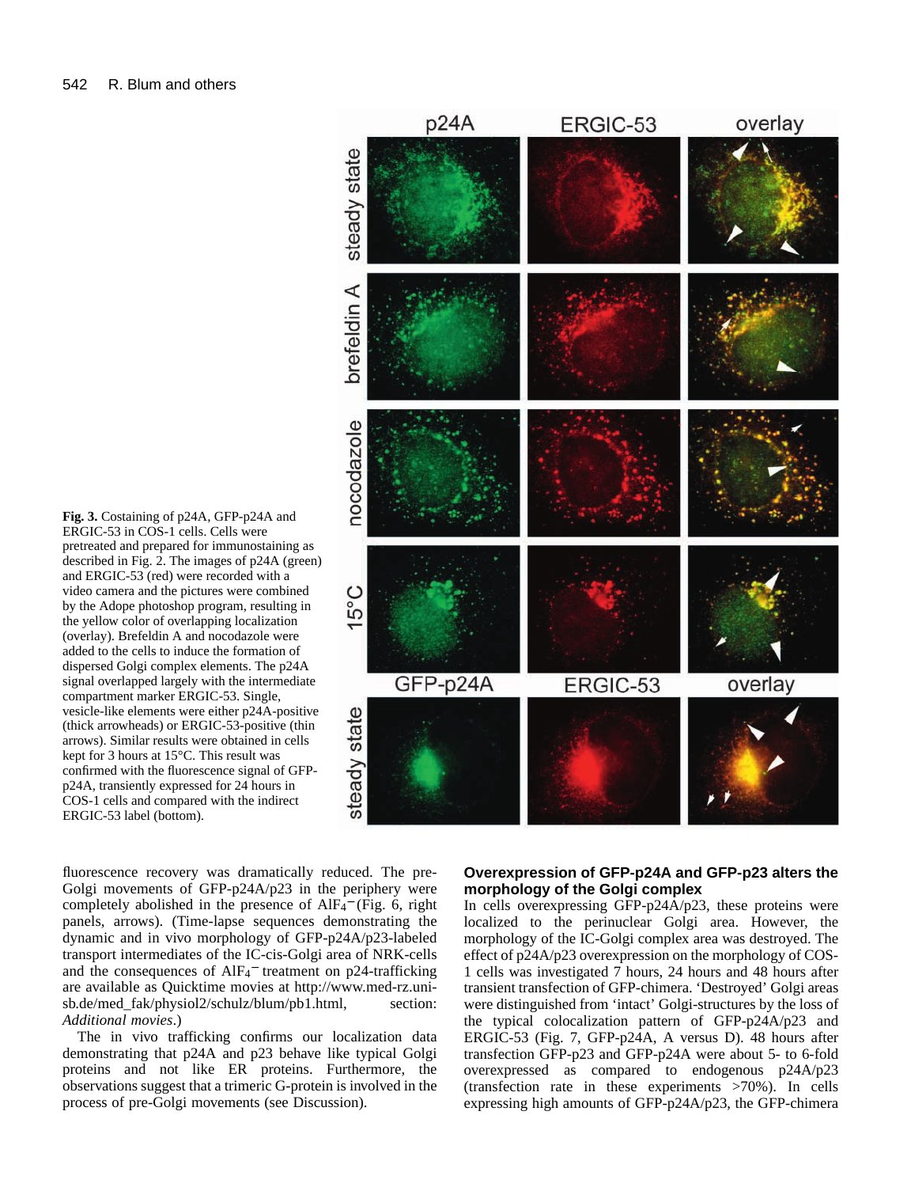**Fig. 3.** Costaining of p24A, GFP-p24A and ERGIC-53 in COS-1 cells. Cells were pretreated and prepared for immunostaining as described in Fig. 2. The images of p24A (green) and ERGIC-53 (red) were recorded with a video camera and the pictures were combined by the Adope photoshop program, resulting in the yellow color of overlapping localization (overlay). Brefeldin A and nocodazole were added to the cells to induce the formation of dispersed Golgi complex elements. The p24A signal overlapped largely with the intermediate compartment marker ERGIC-53. Single, vesicle-like elements were either p24A-positive (thick arrowheads) or ERGIC-53-positive (thin arrows). Similar results were obtained in cells kept for 3 hours at 15°C. This result was confirmed with the fluorescence signal of GFP-p24A, transiently expressed for 24 hours in COS-1 cells and compared with the indirect ERGIC-53 label (bottom).

fluorescence recovery was dramatically reduced. The pre-Golgi movements of GFP-p24A/p23 in the periphery were completely abolished in the presence of $AlF_4^-$ (Fig. 6, right panels, arrows). (Time-lapse sequences demonstrating the dynamic and in vivo morphology of GFP-p24A/p23-labeled transport intermediates of the IC-cis-Golgi area of NRK-cells and the consequences of $AlF_4^-$ treatment on p24-trafficking are available as Quicktime movies at http://www.med-rz.uni-sb.de/med_fak/physiol2/schulz/blum/pb1.html, section: *Additional movies*.)

The in vivo trafficking confirms our localization data demonstrating that p24A and p23 behave like typical Golgi proteins and not like ER proteins. Furthermore, the observations suggest that a trimeric G-protein is involved in the process of pre-Golgi movements (see Discussion).

## Overexpression of GFP-p24A and GFP-p23 alters the morphology of the Golgi complex

In cells overexpressing GFP-p24A/p23, these proteins were localized to the perinuclear Golgi area. However, the morphology of the IC-Golgi complex area was destroyed. The effect of p24A/p23 overexpression on the morphology of COS-1 cells was investigated 7 hours, 24 hours and 48 hours after transient transfection of GFP-chimera. 'Destroyed' Golgi areas were distinguished from 'intact' Golgi-structures by the loss of the typical colocalization pattern of GFP-p24A/p23 and ERGIC-53 (Fig. 7, GFP-p24A, A versus D). 48 hours after transfection GFP-p23 and GFP-p24A were about 5- to 6-fold overexpressed as compared to endogenous p24A/p23 (transfection rate in these experiments >70%). In cells expressing high amounts of GFP-p24A/p23, the GFP-chimera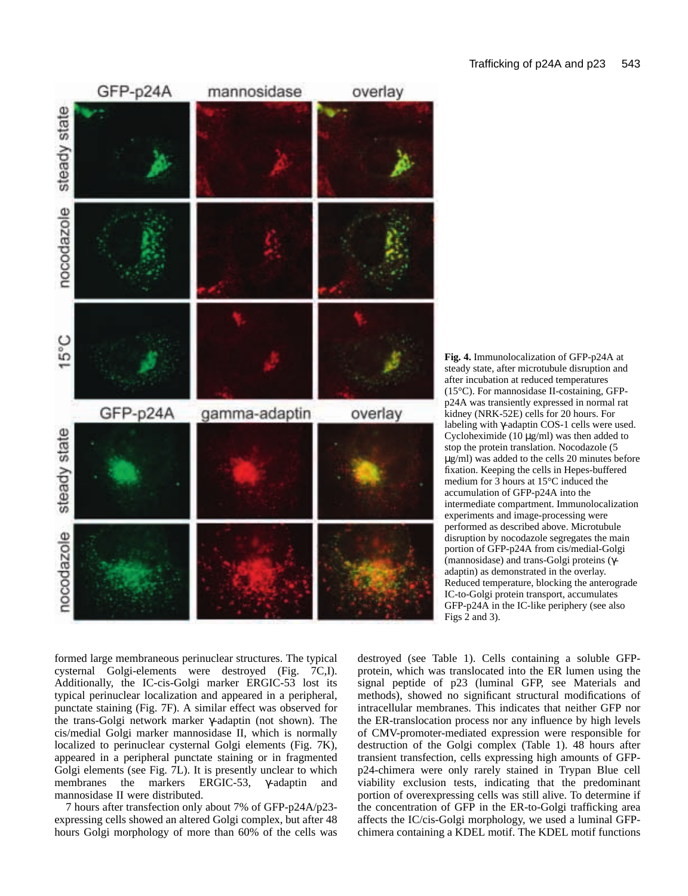**Fig. 4.** Immunolocalization of GFP-p24A at steady state, after microtubule disruption and after incubation at reduced temperatures (15°C). For mannosidase II-costaining, GFP-p24A was transiently expressed in normal rat kidney (NRK-52E) cells for 20 hours. For labeling with γ-adaptin COS-1 cells were used. Cycloheximide (10 μg/ml) was then added to stop the protein translation. Nocodazole (5 μg/ml) was added to the cells 20 minutes before fixation. Keeping the cells in Hepes-buffered medium for 3 hours at 15°C induced the accumulation of GFP-p24A into the intermediate compartment. Immunolocalization experiments and image-processing were performed as described above. Microtubule disruption by nocodazole segregates the main portion of GFP-p24A from cis/medial-Golgi (mannosidase) and trans-Golgi proteins (γ-adaptin) as demonstrated in the overlay. Reduced temperature, blocking the anterograde IC-to-Golgi protein transport, accumulates GFP-p24A in the IC-like periphery (see also Figs 2 and 3).

formed large membraneous perinuclear structures. The typical cysternal Golgi-elements were destroyed (Fig. 7C,I). Additionally, the IC-cis-Golgi marker ERGIC-53 lost its typical perinuclear localization and appeared in a peripheral, punctate staining (Fig. 7F). A similar effect was observed for the trans-Golgi network marker γ-adaptin (not shown). The cis/medial Golgi marker mannosidase II, which is normally localized to perinuclear cysternal Golgi elements (Fig. 7K), appeared in a peripheral punctate staining or in fragmented Golgi elements (see Fig. 7L). It is presently unclear to which membranes the markers ERGIC-53, γ-adaptin and mannosidase II were distributed.

7 hours after transfection only about 7% of GFP-p24A/p23-expressing cells showed an altered Golgi complex, but after 48 hours Golgi morphology of more than 60% of the cells was destroyed (see Table 1). Cells containing a soluble GFP-protein, which was translocated into the ER lumen using the signal peptide of p23 (luminal GFP, see Materials and methods), showed no significant structural modifications of intracellular membranes. This indicates that neither GFP nor the ER-translocation process nor any influence by high levels of CMV-promoter-mediated expression were responsible for destruction of the Golgi complex (Table 1). 48 hours after transient transfection, cells expressing high amounts of GFP-p24-chimera were only rarely stained in Trypan Blue cell viability exclusion tests, indicating that the predominant portion of overexpressing cells was still alive. To determine if the concentration of GFP in the ER-to-Golgi trafficking area affects the IC/cis-Golgi morphology, we used a luminal GFP-chimera containing a KDEL motif. The KDEL motif functions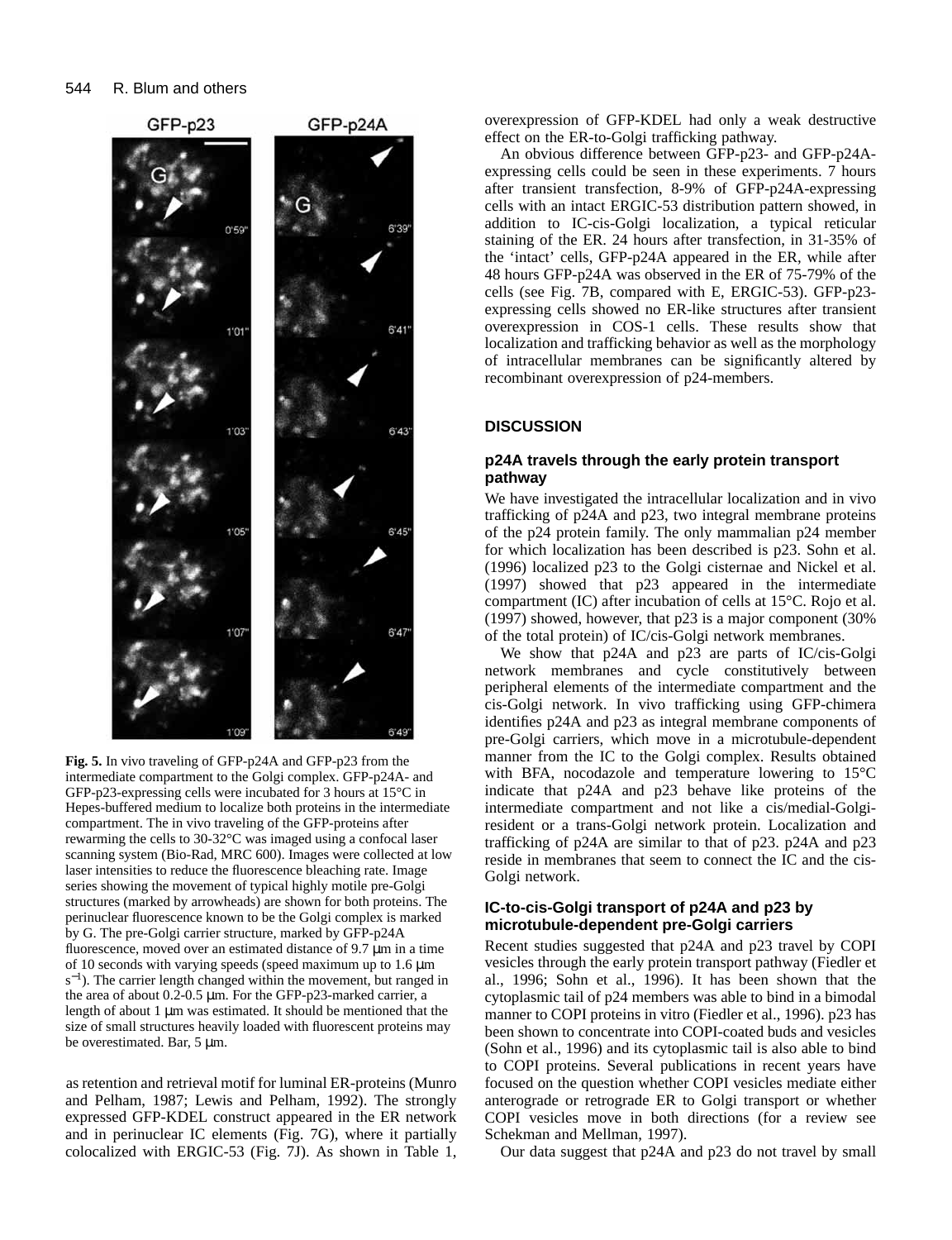**Fig. 5.** In vivo traveling of GFP-p24A and GFP-p23 from the intermediate compartment to the Golgi complex. GFP-p24A- and GFP-p23-expressing cells were incubated for 3 hours at 15°C in Hepes-buffered medium to localize both proteins in the intermediate compartment. The in vivo traveling of the GFP-proteins after rewarming the cells to 30-32°C was imaged using a confocal laser scanning system (Bio-Rad, MRC 600). Images were collected at low laser intensities to reduce the fluorescence bleaching rate. Image series showing the movement of typical highly motile pre-Golgi structures (marked by arrowheads) are shown for both proteins. The perinuclear fluorescence known to be the Golgi complex is marked by G. The pre-Golgi carrier structure, marked by GFP-p24A fluorescence, moved over an estimated distance of 9.7 μm in a time of 10 seconds with varying speeds (speed maximum up to 1.6 μm $s^{-1}$). The carrier length changed within the movement, but ranged in the area of about 0.2-0.5 μm. For the GFP-p23-marked carrier, a length of about 1 μm was estimated. It should be mentioned that the size of small structures heavily loaded with fluorescent proteins may be overestimated. Bar, 5 μm.

as retention and retrieval motif for luminal ER-proteins (Munro and Pelham, 1987; Lewis and Pelham, 1992). The strongly expressed GFP-KDEL construct appeared in the ER network and in perinuclear IC elements (Fig. 7G), where it partially colocalized with ERGIC-53 (Fig. 7J). As shown in Table 1, overexpression of GFP-KDEL had only a weak destructive effect on the ER-to-Golgi trafficking pathway.

An obvious difference between GFP-p23- and GFP-p24A-expressing cells could be seen in these experiments. 7 hours after transient transfection, 8-9% of GFP-p24A-expressing cells with an intact ERGIC-53 distribution pattern showed, in addition to IC-cis-Golgi localization, a typical reticular staining of the ER. 24 hours after transfection, in 31-35% of the 'intact' cells, GFP-p24A appeared in the ER, while after 48 hours GFP-p24A was observed in the ER of 75-79% of the cells (see Fig. 7B, compared with E, ERGIC-53). GFP-p23-expressing cells showed no ER-like structures after transient overexpression in COS-1 cells. These results show that localization and trafficking behavior as well as the morphology of intracellular membranes can be significantly altered by recombinant overexpression of p24-members.

## DISCUSSION

### p24A travels through the early protein transport pathway

We have investigated the intracellular localization and in vivo trafficking of p24A and p23, two integral membrane proteins of the p24 protein family. The only mammalian p24 member for which localization has been described is p23. Sohn et al. (1996) localized p23 to the Golgi cisternae and Nickel et al. (1997) showed that p23 appeared in the intermediate compartment (IC) after incubation of cells at 15°C. Rojo et al. (1997) showed, however, that p23 is a major component (30% of the total protein) of IC/cis-Golgi network membranes.

We show that p24A and p23 are parts of IC/cis-Golgi network membranes and cycle constitutively between peripheral elements of the intermediate compartment and the cis-Golgi network. In vivo trafficking using GFP-chimera identifies p24A and p23 as integral membrane components of pre-Golgi carriers, which move in a microtubule-dependent manner from the IC to the Golgi complex. Results obtained with BFA, nocodazole and temperature lowering to 15°C indicate that p24A and p23 behave like proteins of the intermediate compartment and not like a cis/medial-Golgi-resident or a trans-Golgi network protein. Localization and trafficking of p24A are similar to that of p23. p24A and p23 reside in membranes that seem to connect the IC and the cis-Golgi network.

### IC-to-cis-Golgi transport of p24A and p23 by microtubule-dependent pre-Golgi carriers

Recent studies suggested that p24A and p23 travel by COPI vesicles through the early protein transport pathway (Fiedler et al., 1996; Sohn et al., 1996). It has been shown that the cytoplasmic tail of p24 members was able to bind in a bimodal manner to COPI proteins in vitro (Fiedler et al., 1996). p23 has been shown to concentrate into COPI-coated buds and vesicles (Sohn et al., 1996) and its cytoplasmic tail is also able to bind to COPI proteins. Several publications in recent years have focused on the question whether COPI vesicles mediate either anterograde or retrograde ER to Golgi transport or whether COPI vesicles move in both directions (for a review see Schekman and Mellman, 1997).

Our data suggest that p24A and p23 do not travel by small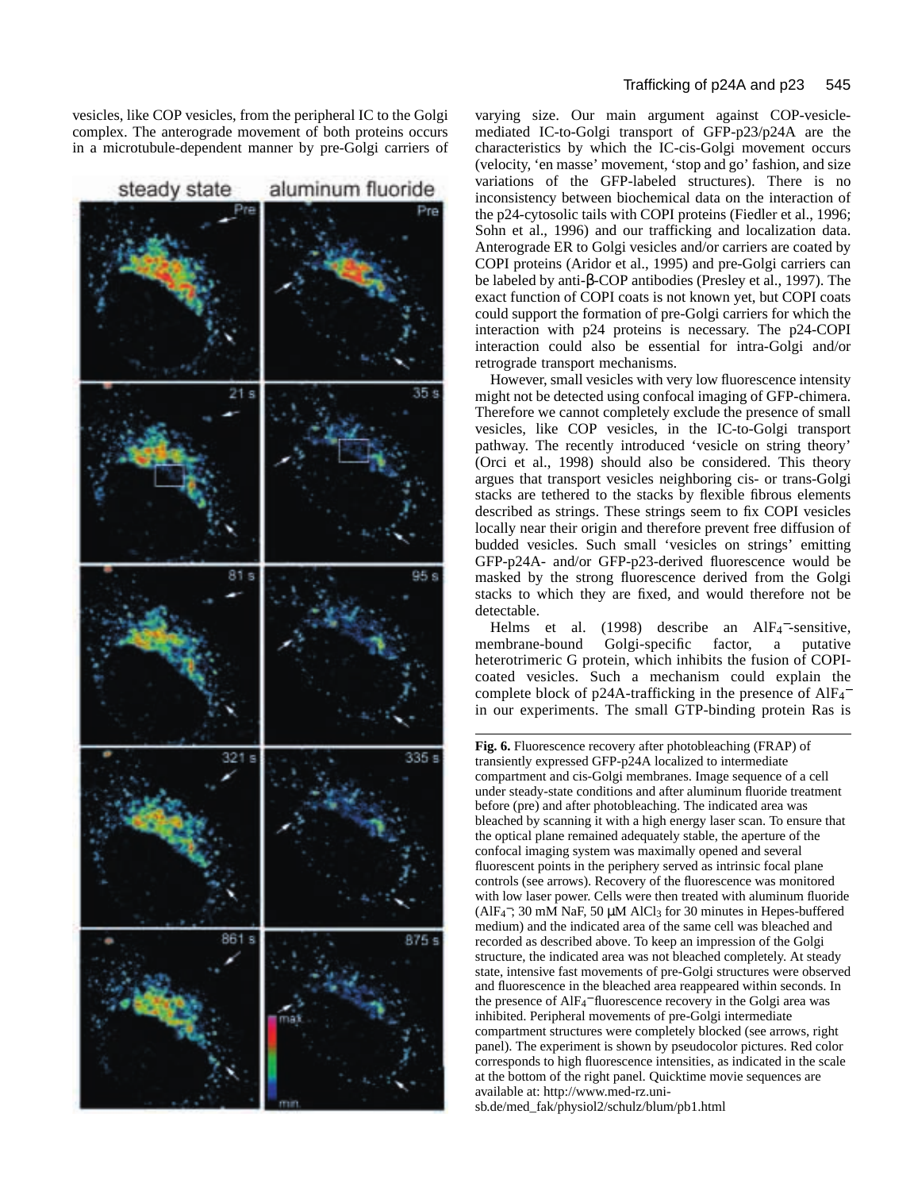vesicles, like COP vesicles, from the peripheral IC to the Golgi complex. The anterograde movement of both proteins occurs in a microtubule-dependent manner by pre-Golgi carriers of varying size. Our main argument against COP-vesicle-mediated IC-to-Golgi transport of GFP-p23/p24A are the characteristics by which the IC-cis-Golgi movement occurs (velocity, 'en masse' movement, 'stop and go' fashion, and size variations of the GFP-labeled structures). There is no inconsistency between biochemical data on the interaction of the p24-cytosolic tails with COPI proteins (Fiedler et al., 1996; Sohn et al., 1996) and our trafficking and localization data. Anterograde ER to Golgi vesicles and/or carriers are coated by COPI proteins (Aridor et al., 1995) and pre-Golgi carriers can be labeled by anti-β-COP antibodies (Presley et al., 1997). The exact function of COPI coats is not known yet, but COPI coats could support the formation of pre-Golgi carriers for which the interaction with p24 proteins is necessary. The p24-COPI interaction could also be essential for intra-Golgi and/or retrograde transport mechanisms.

However, small vesicles with very low fluorescence intensity might not be detected using confocal imaging of GFP-chimera. Therefore we cannot completely exclude the presence of small vesicles, like COP vesicles, in the IC-to-Golgi transport pathway. The recently introduced 'vesicle on string theory' (Orci et al., 1998) should also be considered. This theory argues that transport vesicles neighboring cis- or trans-Golgi stacks are tethered to the stacks by flexible fibrous elements described as strings. These strings seem to fix COPI vesicles locally near their origin and therefore prevent free diffusion of budded vesicles. Such small 'vesicles on strings' emitting GFP-p24A- and/or GFP-p23-derived fluorescence would be masked by the strong fluorescence derived from the Golgi stacks to which they are fixed, and would therefore not be detectable.

Helms et al. (1998) describe an $AlF_4^-$-sensitive, membrane-bound Golgi-specific factor, a putative heterotrimeric G protein, which inhibits the fusion of COPI-coated vesicles. Such a mechanism could explain the complete block of p24A-trafficking in the presence of $AlF_4^-$ in our experiments. The small GTP-binding protein Ras is

**Fig. 6.** Fluorescence recovery after photobleaching (FRAP) of transiently expressed GFP-p24A localized to intermediate compartment and cis-Golgi membranes. Image sequence of a cell under steady-state conditions and after aluminum fluoride treatment before (pre) and after photobleaching. The indicated area was bleached by scanning it with a high energy laser scan. To ensure that the optical plane remained adequately stable, the aperture of the confocal imaging system was maximally opened and several fluorescent points in the periphery served as intrinsic focal plane controls (see arrows). Recovery of the fluorescence was monitored with low laser power. Cells were then treated with aluminum fluoride ($AlF_4^-$; 30 mM NaF, 50 μM $AlCl_3$ for 30 minutes in Hepes-buffered medium) and the indicated area of the same cell was bleached and recorded as described above. To keep an impression of the Golgi structure, the indicated area was not bleached completely. At steady state, intensive fast movements of pre-Golgi structures were observed and fluorescence in the bleached area reappeared within seconds. In the presence of $AlF_4^-$ fluorescence recovery in the Golgi area was inhibited. Peripheral movements of pre-Golgi intermediate compartment structures were completely blocked (see arrows, right panel). The experiment is shown by pseudocolor pictures. Red color corresponds to high fluorescence intensities, as indicated in the scale at the bottom of the right panel. Quicktime movie sequences are available at: http://www.med-rz.uni-sb.de/med_fak/physiol2/schulz/blum/pb1.html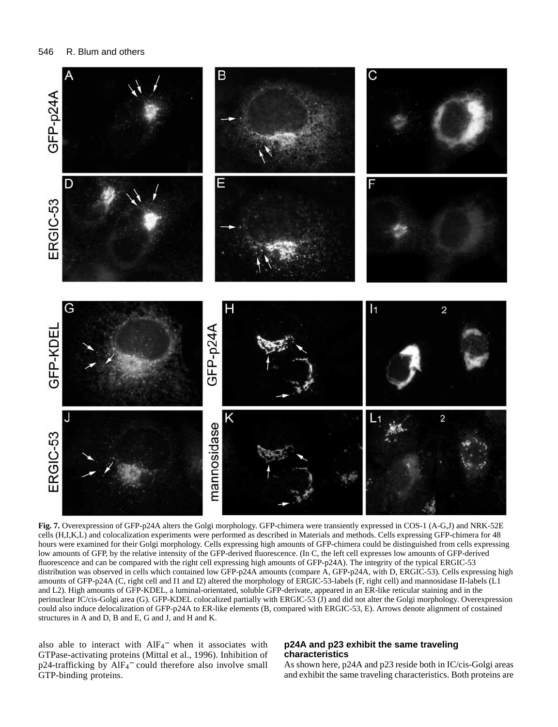**Fig. 7.** Overexpression of GFP-p24A alters the Golgi morphology. GFP-chimera were transiently expressed in COS-1 (A-G,J) and NRK-52E cells (H,I,K,L) and colocalization experiments were performed as described in Materials and methods. Cells expressing GFP-chimera for 48 hours were examined for their Golgi morphology. Cells expressing high amounts of GFP-chimera could be distinguished from cells expressing low amounts of GFP, by the relative intensity of the GFP-derived fluorescence. (In C, the left cell expresses low amounts of GFP-derived fluorescence and can be compared with the right cell expressing high amounts of GFP-p24A). The integrity of the typical ERGIC-53 distribution was observed in cells which contained low GFP-p24A amounts (compare A, GFP-p24A, with D, ERGIC-53). Cells expressing high amounts of GFP-p24A (C, right cell and I1 and I2) altered the morphology of ERGIC-53-labels (F, right cell) and mannosidase II-labels (L1 and L2). High amounts of GFP-KDEL, a luminal-orientated, soluble GFP-derivate, appeared in an ER-like reticular staining and in the perinuclear IC/cis-Golgi area (G). GFP-KDEL colocalized partially with ERGIC-53 (J) and did not alter the Golgi morphology. Overexpression could also induce delocalization of GFP-p24A to ER-like elements (B, compared with ERGIC-53, E). Arrows denote alignment of costained structures in A and D, B and E, G and J, and H and K.

also able to interact with $AlF_4^-$ when it associates with GTPase-activating proteins (Mittal et al., 1996). Inhibition of p24-trafficking by $AlF_4^-$ could therefore also involve small GTP-binding proteins.

### p24A and p23 exhibit the same traveling characteristics

As shown here, p24A and p23 reside both in IC/cis-Golgi areas and exhibit the same traveling characteristics. Both proteins are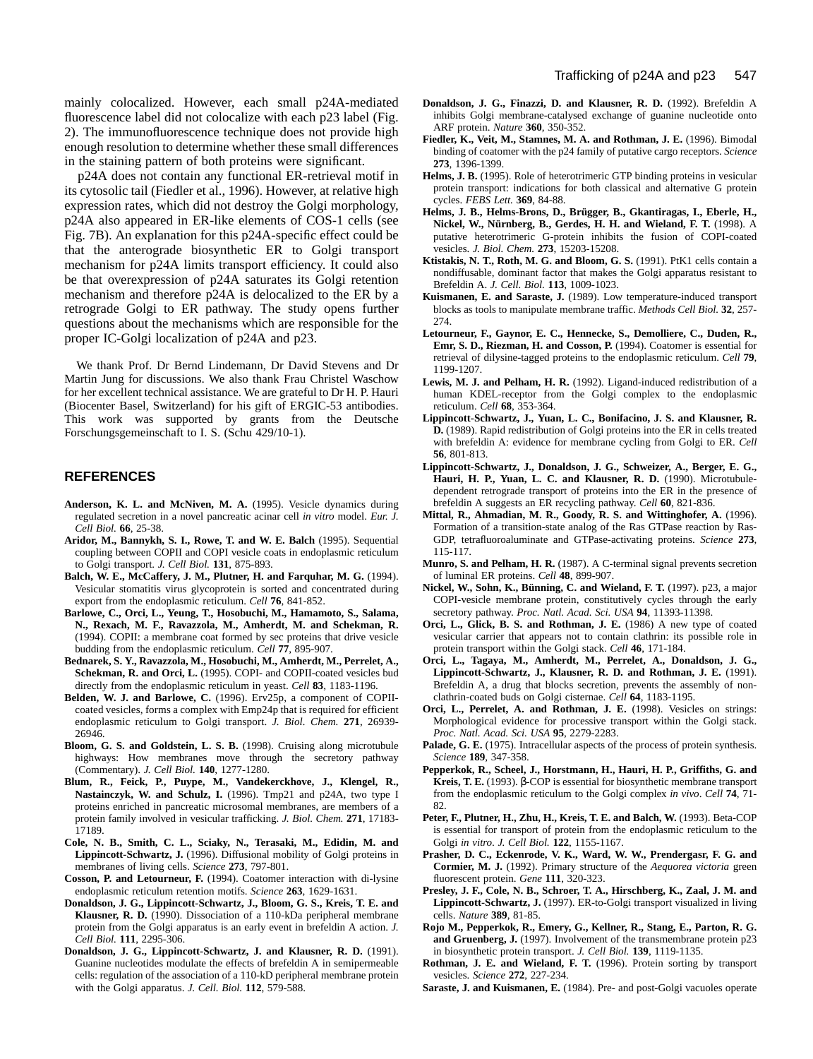mainly colocalized. However, each small p24A-mediated fluorescence label did not colocalize with each p23 label (Fig. 2). The immunofluorescence technique does not provide high enough resolution to determine whether these small differences in the staining pattern of both proteins were significant.

p24A does not contain any functional ER-retrieval motif in its cytosolic tail (Fiedler et al., 1996). However, at relative high expression rates, which did not destroy the Golgi morphology, p24A also appeared in ER-like elements of COS-1 cells (see Fig. 7B). An explanation for this p24A-specific effect could be that the anterograde biosynthetic ER to Golgi transport mechanism for p24A limits transport efficiency. It could also be that overexpression of p24A saturates its Golgi retention mechanism and therefore p24A is delocalized to the ER by a retrograde Golgi to ER pathway. The study opens further questions about the mechanisms which are responsible for the proper IC-Golgi localization of p24A and p23.

We thank Prof. Dr Bernd Lindemann, Dr David Stevens and Dr Martin Jung for discussions. We also thank Frau Christel Waschow for her excellent technical assistance. We are grateful to Dr H. P. Hauri (Biocenter Basel, Switzerland) for his gift of ERGIC-53 antibodies. This work was supported by grants from the Deutsche Forschungsgemeinschaft to I. S. (Schu 429/10-1).

## REFERENCES

**Anderson, K. L. and McNiven, M. A.** (1995). Vesicle dynamics during regulated secretion in a novel pancreatic acinar cell *in vitro* model. *Eur. J. Cell Biol.* **66**, 25-38.

**Aridor, M., Bannykh, S. I., Rowe, T. and W. E. Balch** (1995). Sequential coupling between COPII and COPI vesicle coats in endoplasmic reticulum to Golgi transport. *J. Cell Biol.* **131**, 875-893.

**Balch, W. E., McCaffery, J. M., Plutner, H. and Farquhar, M. G.** (1994). Vesicular stomatitis virus glycoprotein is sorted and concentrated during export from the endoplasmic reticulum. *Cell* **76**, 841-852.

**Barlowe, C., Orci, L., Yeung, T., Hosobuchi, M., Hamamoto, S., Salama, N., Rexach, M. F., Ravazzola, M., Amherdt, M. and Schekman, R.** (1994). COPII: a membrane coat formed by sec proteins that drive vesicle budding from the endoplasmic reticulum. *Cell* **77**, 895-907.

**Bednarek, S. Y., Ravazzola, M., Hosobuchi, M., Amherdt, M., Perrelet, A., Schekman, R. and Orci, L.** (1995). COPI- and COPII-coated vesicles bud directly from the endoplasmic reticulum in yeast. *Cell* **83**, 1183-1196.

**Belden, W. J. and Barlowe, C.** (1996). Erv25p, a component of COPII-coated vesicles, forms a complex with Emp24p that is required for efficient endoplasmic reticulum to Golgi transport. *J. Biol. Chem.* **271**, 26939-26946.

**Bloom, G. S. and Goldstein, L. S. B.** (1998). Cruising along microtubule highways: How membranes move through the secretory pathway (Commentary). *J. Cell Biol.* **140**, 1277-1280.

**Blum, R., Feick, P., Puype, M., Vandekerckhove, J., Klengel, R., Nastainczyk, W. and Schulz, I.** (1996). Tmp21 and p24A, two type I proteins enriched in pancreatic microsomal membranes, are members of a protein family involved in vesicular trafficking. *J. Biol. Chem.* **271**, 17183-17189.

**Cole, N. B., Smith, C. L., Sciaky, N., Terasaki, M., Edidin, M. and Lippincott-Schwartz, J.** (1996). Diffusional mobility of Golgi proteins in membranes of living cells. *Science* **273**, 797-801.

**Cosson, P. and Letourneur, F.** (1994). Coatomer interaction with di-lysine endoplasmic reticulum retention motifs. *Science* **263**, 1629-1631.

**Donaldson, J. G., Lippincott-Schwartz, J., Bloom, G. S., Kreis, T. E. and Klausner, R. D.** (1990). Dissociation of a 110-kDa peripheral membrane protein from the Golgi apparatus is an early event in brefeldin A action. *J. Cell Biol.* **111**, 2295-306.

**Donaldson, J. G., Lippincott-Schwartz, J. and Klausner, R. D.** (1991). Guanine nucleotides modulate the effects of brefeldin A in semipermeable cells: regulation of the association of a 110-kD peripheral membrane protein with the Golgi apparatus. *J. Cell. Biol.* **112**, 579-588.

**Donaldson, J. G., Finazzi, D. and Klausner, R. D.** (1992). Brefeldin A inhibits Golgi membrane-catalysed exchange of guanine nucleotide onto ARF protein. *Nature* **360**, 350-352.

**Fiedler, K., Veit, M., Stamnes, M. A. and Rothman, J. E.** (1996). Bimodal binding of coatomer with the p24 family of putative cargo receptors. *Science* **273**, 1396-1399.

**Helms, J. B.** (1995). Role of heterotrimeric GTP binding proteins in vesicular protein transport: indications for both classical and alternative G protein cycles. *FEBS Lett.* **369**, 84-88.

**Helms, J. B., Helms-Brons, D., Brügger, B., Gkantiragas, I., Eberle, H., Nickel, W., Nürnberg, B., Gerdes, H. H. and Wieland, F. T.** (1998). A putative heterotrimeric G-protein inhibits the fusion of COPI-coated vesicles. *J. Biol. Chem.* **273**, 15203-15208.

**Ktistakis, N. T., Roth, M. G. and Bloom, G. S.** (1991). PtK1 cells contain a nondiffusable, dominant factor that makes the Golgi apparatus resistant to Brefeldin A. *J. Cell. Biol.* **113**, 1009-1023.

**Kuismanen, E. and Saraste, J.** (1989). Low temperature-induced transport blocks as tools to manipulate membrane traffic. *Methods Cell Biol.* **32**, 257-274.

**Letourneur, F., Gaynor, E. C., Hennecke, S., Demolliere, C., Duden, R., Emr, S. D., Riezman, H. and Cosson, P.** (1994). Coatomer is essential for retrieval of dilysine-tagged proteins to the endoplasmic reticulum. *Cell* **79**, 1199-1207.

**Lewis, M. J. and Pelham, H. R.** (1992). Ligand-induced redistribution of a human KDEL-receptor from the Golgi complex to the endoplasmic reticulum. *Cell* **68**, 353-364.

**Lippincott-Schwartz, J., Yuan, L. C., Bonifacino, J. S. and Klausner, R. D.** (1989). Rapid redistribution of Golgi proteins into the ER in cells treated with brefeldin A: evidence for membrane cycling from Golgi to ER. *Cell* **56**, 801-813.

**Lippincott-Schwartz, J., Donaldson, J. G., Schweizer, A., Berger, E. G., Hauri, H. P., Yuan, L. C. and Klausner, R. D.** (1990). Microtubule-dependent retrograde transport of proteins into the ER in the presence of brefeldin A suggests an ER recycling pathway. *Cell* **60**, 821-836.

**Mittal, R., Ahmadian, M. R., Goody, R. S. and Wittinghofer, A.** (1996). Formation of a transition-state analog of the Ras GTPase reaction by Ras-GDP, tetrafluoroaluminate and GTPase-activating proteins. *Science* **273**, 115-117.

**Munro, S. and Pelham, H. R.** (1987). A C-terminal signal prevents secretion of luminal ER proteins. *Cell* **48**, 899-907.

**Nickel, W., Sohn, K., Bünning, C. and Wieland, F. T.** (1997). p23, a major COPI-vesicle membrane protein, constitutively cycles through the early secretory pathway. *Proc. Natl. Acad. Sci. USA* **94**, 11393-11398.

**Orci, L., Glick, B. S. and Rothman, J. E.** (1986) A new type of coated vesicular carrier that appears not to contain clathrin: its possible role in protein transport within the Golgi stack. *Cell* **46**, 171-184.

**Orci, L., Tagaya, M., Amherdt, M., Perrelet, A., Donaldson, J. G., Lippincott-Schwartz, J., Klausner, R. D. and Rothman, J. E.** (1991). Brefeldin A, a drug that blocks secretion, prevents the assembly of non-clathrin-coated buds on Golgi cisternae. *Cell* **64**, 1183-1195.

**Orci, L., Perrelet, A. and Rothman, J. E.** (1998). Vesicles on strings: Morphological evidence for processive transport within the Golgi stack. *Proc. Natl. Acad. Sci. USA* **95**, 2279-2283.

**Palade, G. E.** (1975). Intracellular aspects of the process of protein synthesis. *Science* **189**, 347-358.

**Pepperkok, R., Scheel, J., Horstmann, H., Hauri, H. P., Griffiths, G. and Kreis, T. E.** (1993). β-COP is essential for biosynthetic membrane transport from the endoplasmic reticulum to the Golgi complex *in vivo*. *Cell* **74**, 71-82.

**Peter, F., Plutner, H., Zhu, H., Kreis, T. E. and Balch, W.** (1993). Beta-COP is essential for transport of protein from the endoplasmic reticulum to the Golgi *in vitro*. *J. Cell Biol.* **122**, 1155-1167.

**Prasher, D. C., Eckenrode, V. K., Ward, W. W., Prendergasr, F. G. and Cormier, M. J.** (1992). Primary structure of the *Aequorea victoria* green fluorescent protein. *Gene* **111**, 320-323.

**Presley, J. F., Cole, N. B., Schroer, T. A., Hirschberg, K., Zaal, J. M. and Lippincott-Schwartz, J.** (1997). ER-to-Golgi transport visualized in living cells. *Nature* **389**, 81-85.

**Rojo M., Pepperkok, R., Emery, G., Kellner, R., Stang, E., Parton, R. G. and Gruenberg, J.** (1997). Involvement of the transmembrane protein p23 in biosynthetic protein transport. *J. Cell Biol.* **139**, 1119-1135.

**Rothman, J. E. and Wieland, F. T.** (1996). Protein sorting by transport vesicles. *Science* **272**, 227-234.

**Saraste, J. and Kuismanen, E.** (1984). Pre- and post-Golgi vacuoles operate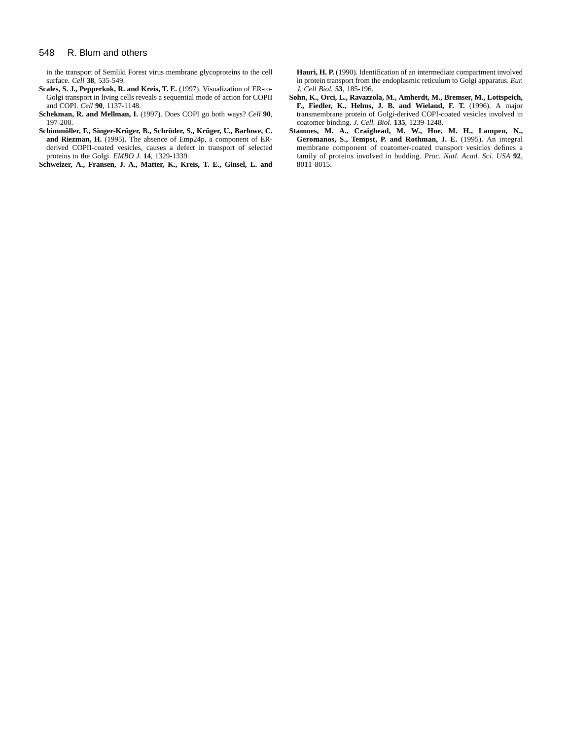in the transport of Semliki Forest virus membrane glycoproteins to the cell surface. *Cell* **38**, 535-549.

**Scales, S. J., Pepperkok, R. and Kreis, T. E.** (1997). Visualization of ER-to-Golgi transport in living cells reveals a sequential mode of action for COPII and COPI. *Cell* **90**, 1137-1148.

**Schekman, R. and Mellman, I.** (1997). Does COPI go both ways? *Cell* **90**, 197-200.

**Schimmöller, F., Singer-Krüger, B., Schröder, S., Krüger, U., Barlowe, C. and Riezman, H.** (1995). The absence of Emp24p, a component of ER-derived COPII-coated vesicles, causes a defect in transport of selected proteins to the Golgi. *EMBO J.* **14**, 1329-1339.

**Schweizer, A., Fransen, J. A., Matter, K., Kreis, T. E., Ginsel, L. and Hauri, H. P.** (1990). Identification of an intermediate compartment involved in protein transport from the endoplasmic reticulum to Golgi apparatus. *Eur. J. Cell Biol.* **53**, 185-196.

**Sohn, K., Orci, L., Ravazzola, M., Amherdt, M., Bremser, M., Lottspeich, F., Fiedler, K., Helms, J. B. and Wieland, F. T.** (1996). A major transmembrane protein of Golgi-derived COPI-coated vesicles involved in coatomer binding. *J. Cell. Biol.* **135**, 1239-1248.

**Stamnes, M. A., Craighead, M. W., Hoe, M. H., Lampen, N., Geromanos, S., Tempst, P. and Rothman, J. E.** (1995). An integral membrane component of coatomer-coated transport vesicles defines a family of proteins involved in budding. *Proc. Natl. Acad. Sci. USA* **92**, 8011-8015.